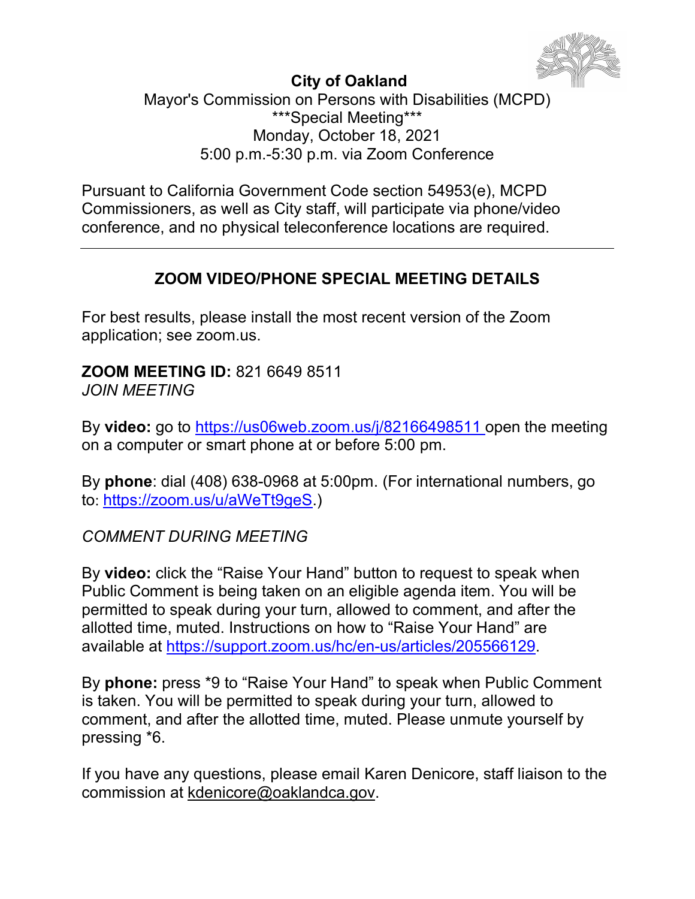**City of Oakland**

Mayor's Commission on Persons with Disabilities (MCPD)

***Special Meeting***

Monday, October 18, 2021

5:00 p.m.-5:30 p.m. via Zoom Conference

Pursuant to California Government Code section 54953(e), MCPD Commissioners, as well as City staff, will participate via phone/video conference, and no physical teleconference locations are required.

---

## ZOOM VIDEO/PHONE SPECIAL MEETING DETAILS

For best results, please install the most recent version of the Zoom application; see zoom.us.

**ZOOM MEETING ID:** 821 6649 8511

*JOIN MEETING*

By **video:** go to https://us06web.zoom.us/j/82166498511 open the meeting on a computer or smart phone at or before 5:00 pm.

By **phone**: dial (408) 638-0968 at 5:00pm. (For international numbers, go to: https://zoom.us/u/aWeTt9geS.)

*COMMENT DURING MEETING*

By **video:** click the "Raise Your Hand" button to request to speak when Public Comment is being taken on an eligible agenda item. You will be permitted to speak during your turn, allowed to comment, and after the allotted time, muted. Instructions on how to "Raise Your Hand" are available at https://support.zoom.us/hc/en-us/articles/205566129.

By **phone:** press *9 to "Raise Your Hand" to speak when Public Comment is taken. You will be permitted to speak during your turn, allowed to comment, and after the allotted time, muted. Please unmute yourself by pressing *6.

If you have any questions, please email Karen Denicore, staff liaison to the commission at kdenicore@oaklandca.gov.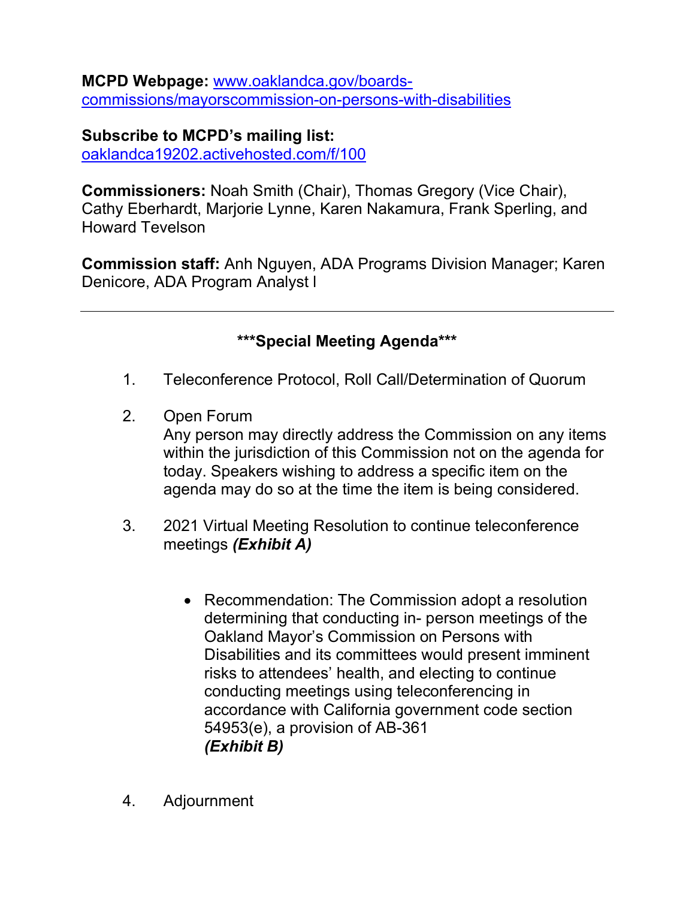**MCPD Webpage:** [www.oaklandca.gov/boards-commissions/mayorscommission-on-persons-with-disabilities](www.oaklandca.gov/boards-commissions/mayorscommission-on-persons-with-disabilities)

**Subscribe to MCPD's mailing list:**
[oaklandca19202.activehosted.com/f/100](oaklandca19202.activehosted.com/f/100)

**Commissioners:** Noah Smith (Chair), Thomas Gregory (Vice Chair), Cathy Eberhardt, Marjorie Lynne, Karen Nakamura, Frank Sperling, and Howard Tevelson

**Commission staff:** Anh Nguyen, ADA Programs Division Manager; Karen Denicore, ADA Program Analyst I

---

## ***Special Meeting Agenda***

1. Teleconference Protocol, Roll Call/Determination of Quorum

2. Open Forum
   Any person may directly address the Commission on any items within the jurisdiction of this Commission not on the agenda for today. Speakers wishing to address a specific item on the agenda may do so at the time the item is being considered.

3. 2021 Virtual Meeting Resolution to continue teleconference meetings ***(Exhibit A)***

   - Recommendation: The Commission adopt a resolution determining that conducting in- person meetings of the Oakland Mayor's Commission on Persons with Disabilities and its committees would present imminent risks to attendees' health, and electing to continue conducting meetings using teleconferencing in accordance with California government code section 54953(e), a provision of AB-361
     ***(Exhibit B)***

4. Adjournment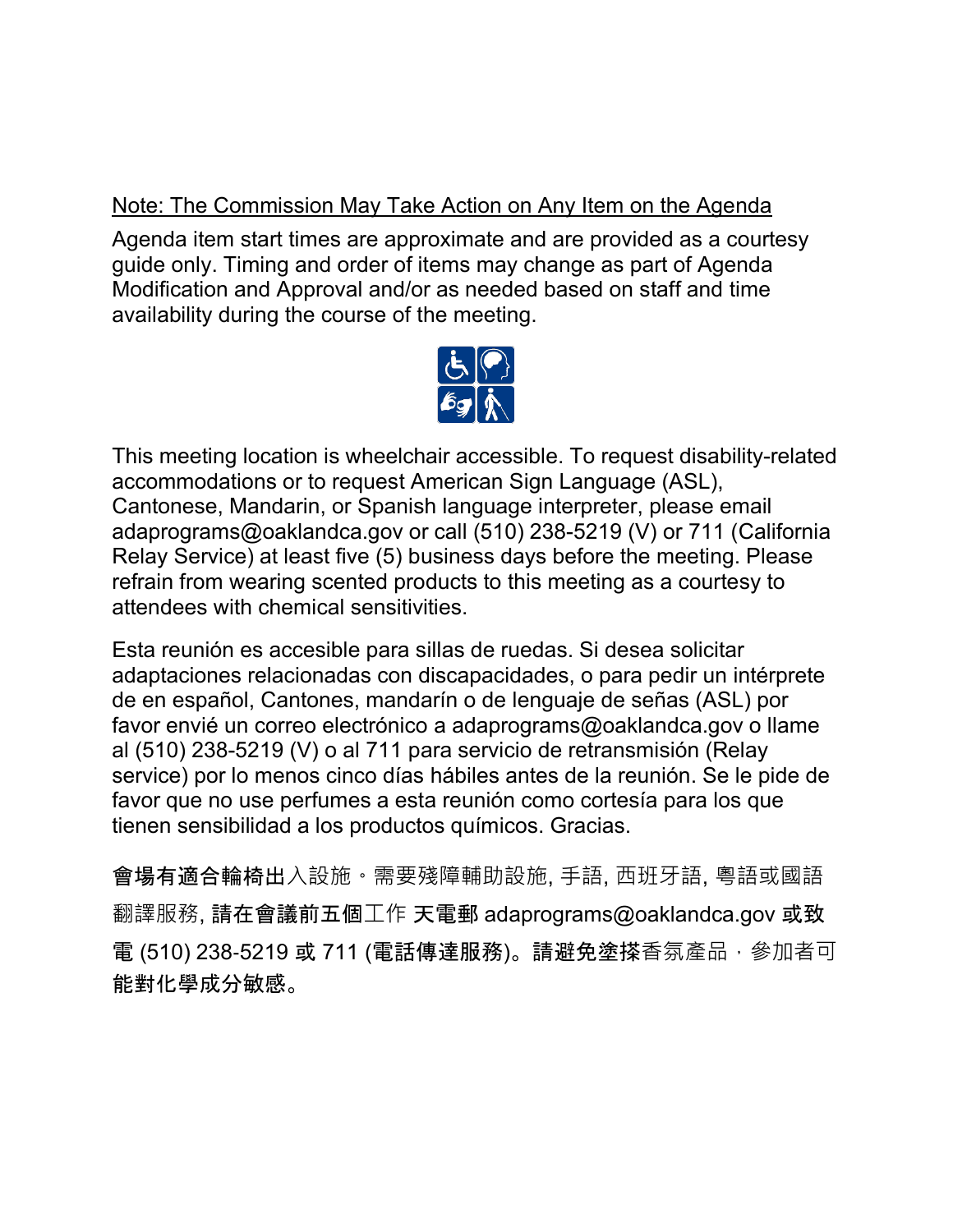<u>Note: The Commission May Take Action on Any Item on the Agenda</u>

Agenda item start times are approximate and are provided as a courtesy guide only. Timing and order of items may change as part of Agenda Modification and Approval and/or as needed based on staff and time availability during the course of the meeting.

This meeting location is wheelchair accessible. To request disability-related accommodations or to request American Sign Language (ASL), Cantonese, Mandarin, or Spanish language interpreter, please email adaprograms@oaklandca.gov or call (510) 238-5219 (V) or 711 (California Relay Service) at least five (5) business days before the meeting. Please refrain from wearing scented products to this meeting as a courtesy to attendees with chemical sensitivities.

Esta reunión es accesible para sillas de ruedas. Si desea solicitar adaptaciones relacionadas con discapacidades, o para pedir un intérprete de en español, Cantones, mandarín o de lenguaje de señas (ASL) por favor envié un correo electrónico a adaprograms@oaklandca.gov o llame al (510) 238-5219 (V) o al 711 para servicio de retransmisión (Relay service) por lo menos cinco días hábiles antes de la reunión. Se le pide de favor que no use perfumes a esta reunión como cortesía para los que tienen sensibilidad a los productos químicos. Gracias.

**會場有適合輪椅出**入設施。需要殘障輔助設施, 手語, 西班牙語, 粵語或國語翻譯服務, **請在會議前五個**工作 **天電郵** adaprograms@oaklandca.gov **或致電** (510) 238-5219 **或** 711 (**電話傳達服務**)。**請避免塗搽**香氛產品，參加者可**能對化學成分敏感**。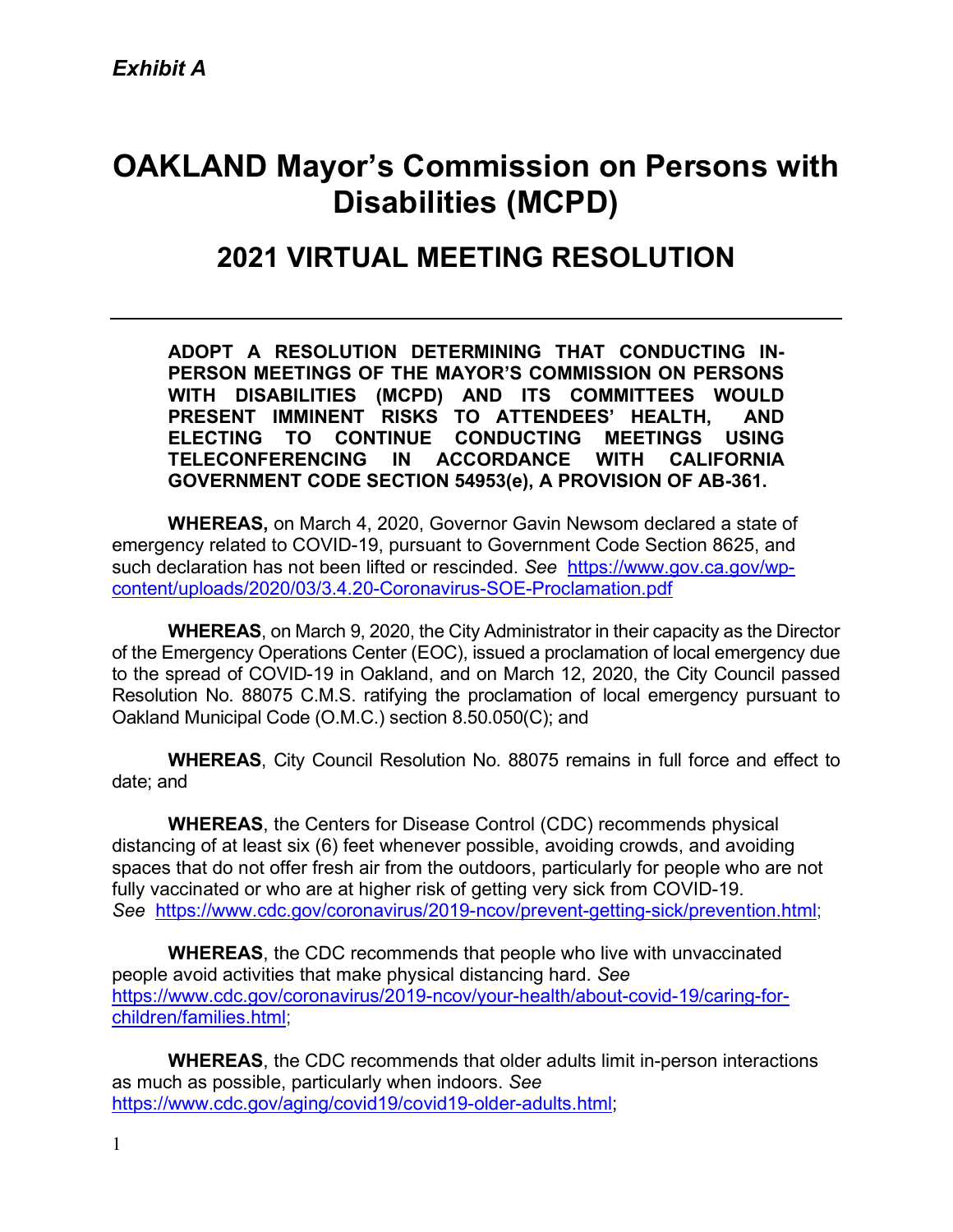*Exhibit A*

# OAKLAND Mayor's Commission on Persons with Disabilities (MCPD)

## 2021 VIRTUAL MEETING RESOLUTION

---

**ADOPT A RESOLUTION DETERMINING THAT CONDUCTING IN-PERSON MEETINGS OF THE MAYOR'S COMMISSION ON PERSONS WITH DISABILITIES (MCPD) AND ITS COMMITTEES WOULD PRESENT IMMINENT RISKS TO ATTENDEES' HEALTH, AND ELECTING TO CONTINUE CONDUCTING MEETINGS USING TELECONFERENCING IN ACCORDANCE WITH CALIFORNIA GOVERNMENT CODE SECTION 54953(e), A PROVISION OF AB-361.**

**WHEREAS,** on March 4, 2020, Governor Gavin Newsom declared a state of emergency related to COVID-19, pursuant to Government Code Section 8625, and such declaration has not been lifted or rescinded. *See* https://www.gov.ca.gov/wp-content/uploads/2020/03/3.4.20-Coronavirus-SOE-Proclamation.pdf

**WHEREAS**, on March 9, 2020, the City Administrator in their capacity as the Director of the Emergency Operations Center (EOC), issued a proclamation of local emergency due to the spread of COVID-19 in Oakland, and on March 12, 2020, the City Council passed Resolution No. 88075 C.M.S. ratifying the proclamation of local emergency pursuant to Oakland Municipal Code (O.M.C.) section 8.50.050(C); and

**WHEREAS**, City Council Resolution No. 88075 remains in full force and effect to date; and

**WHEREAS**, the Centers for Disease Control (CDC) recommends physical distancing of at least six (6) feet whenever possible, avoiding crowds, and avoiding spaces that do not offer fresh air from the outdoors, particularly for people who are not fully vaccinated or who are at higher risk of getting very sick from COVID-19. *See* https://www.cdc.gov/coronavirus/2019-ncov/prevent-getting-sick/prevention.html;

**WHEREAS**, the CDC recommends that people who live with unvaccinated people avoid activities that make physical distancing hard. *See* https://www.cdc.gov/coronavirus/2019-ncov/your-health/about-covid-19/caring-for-children/families.html;

**WHEREAS**, the CDC recommends that older adults limit in-person interactions as much as possible, particularly when indoors. *See* https://www.cdc.gov/aging/covid19/covid19-older-adults.html;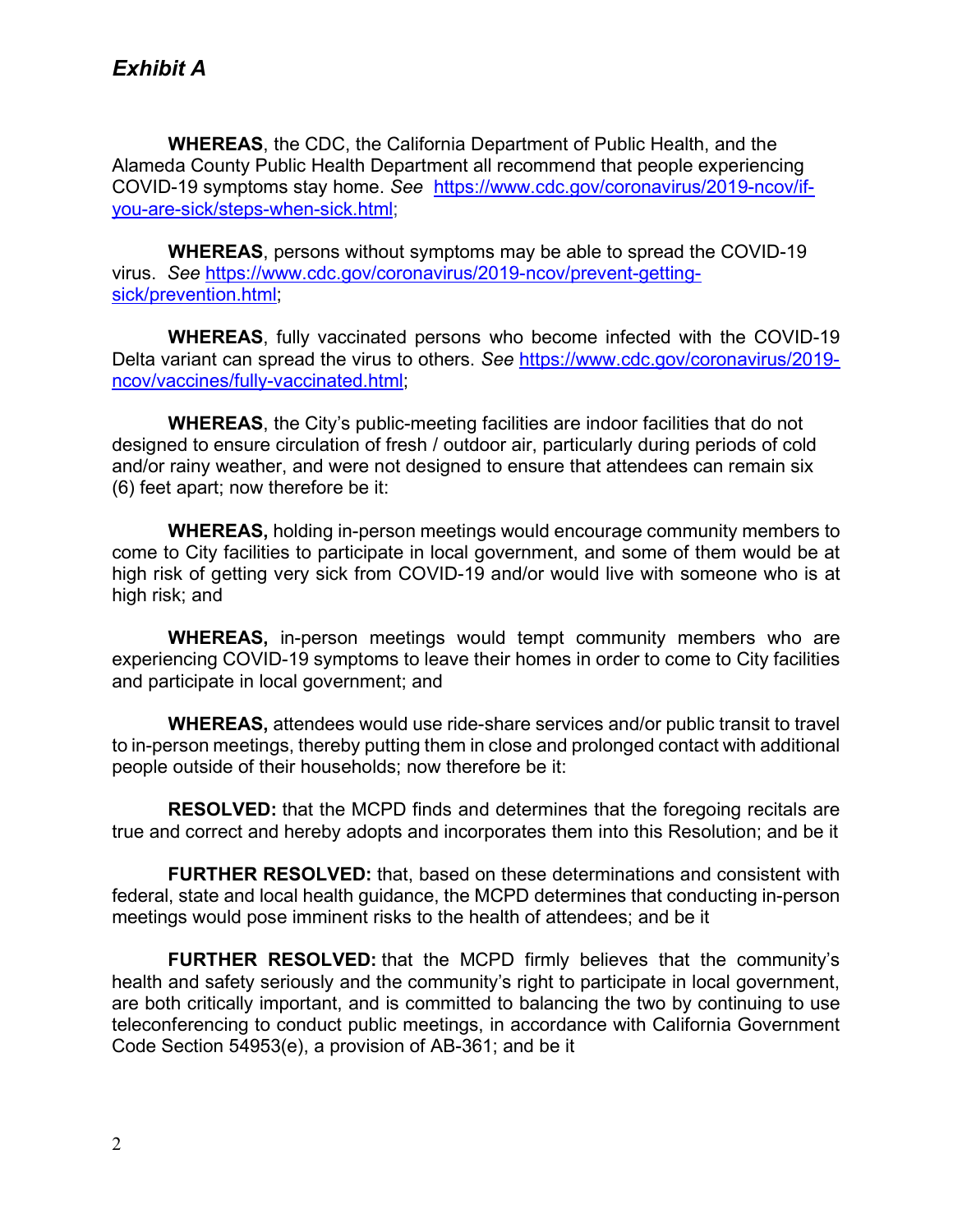*Exhibit A*

**WHEREAS**, the CDC, the California Department of Public Health, and the Alameda County Public Health Department all recommend that people experiencing COVID-19 symptoms stay home. *See* [https://www.cdc.gov/coronavirus/2019-ncov/if-you-are-sick/steps-when-sick.html](https://www.cdc.gov/coronavirus/2019-ncov/if-you-are-sick/steps-when-sick.html);

**WHEREAS**, persons without symptoms may be able to spread the COVID-19 virus. *See* [https://www.cdc.gov/coronavirus/2019-ncov/prevent-getting-sick/prevention.html](https://www.cdc.gov/coronavirus/2019-ncov/prevent-getting-sick/prevention.html);

**WHEREAS**, fully vaccinated persons who become infected with the COVID-19 Delta variant can spread the virus to others. *See* [https://www.cdc.gov/coronavirus/2019-ncov/vaccines/fully-vaccinated.html](https://www.cdc.gov/coronavirus/2019-ncov/vaccines/fully-vaccinated.html);

**WHEREAS**, the City's public-meeting facilities are indoor facilities that do not designed to ensure circulation of fresh / outdoor air, particularly during periods of cold and/or rainy weather, and were not designed to ensure that attendees can remain six (6) feet apart; now therefore be it:

**WHEREAS,** holding in-person meetings would encourage community members to come to City facilities to participate in local government, and some of them would be at high risk of getting very sick from COVID-19 and/or would live with someone who is at high risk; and

**WHEREAS,** in-person meetings would tempt community members who are experiencing COVID-19 symptoms to leave their homes in order to come to City facilities and participate in local government; and

**WHEREAS,** attendees would use ride-share services and/or public transit to travel to in-person meetings, thereby putting them in close and prolonged contact with additional people outside of their households; now therefore be it:

**RESOLVED:** that the MCPD finds and determines that the foregoing recitals are true and correct and hereby adopts and incorporates them into this Resolution; and be it

**FURTHER RESOLVED:** that, based on these determinations and consistent with federal, state and local health guidance, the MCPD determines that conducting in-person meetings would pose imminent risks to the health of attendees; and be it

**FURTHER RESOLVED:** that the MCPD firmly believes that the community's health and safety seriously and the community's right to participate in local government, are both critically important, and is committed to balancing the two by continuing to use teleconferencing to conduct public meetings, in accordance with California Government Code Section 54953(e), a provision of AB-361; and be it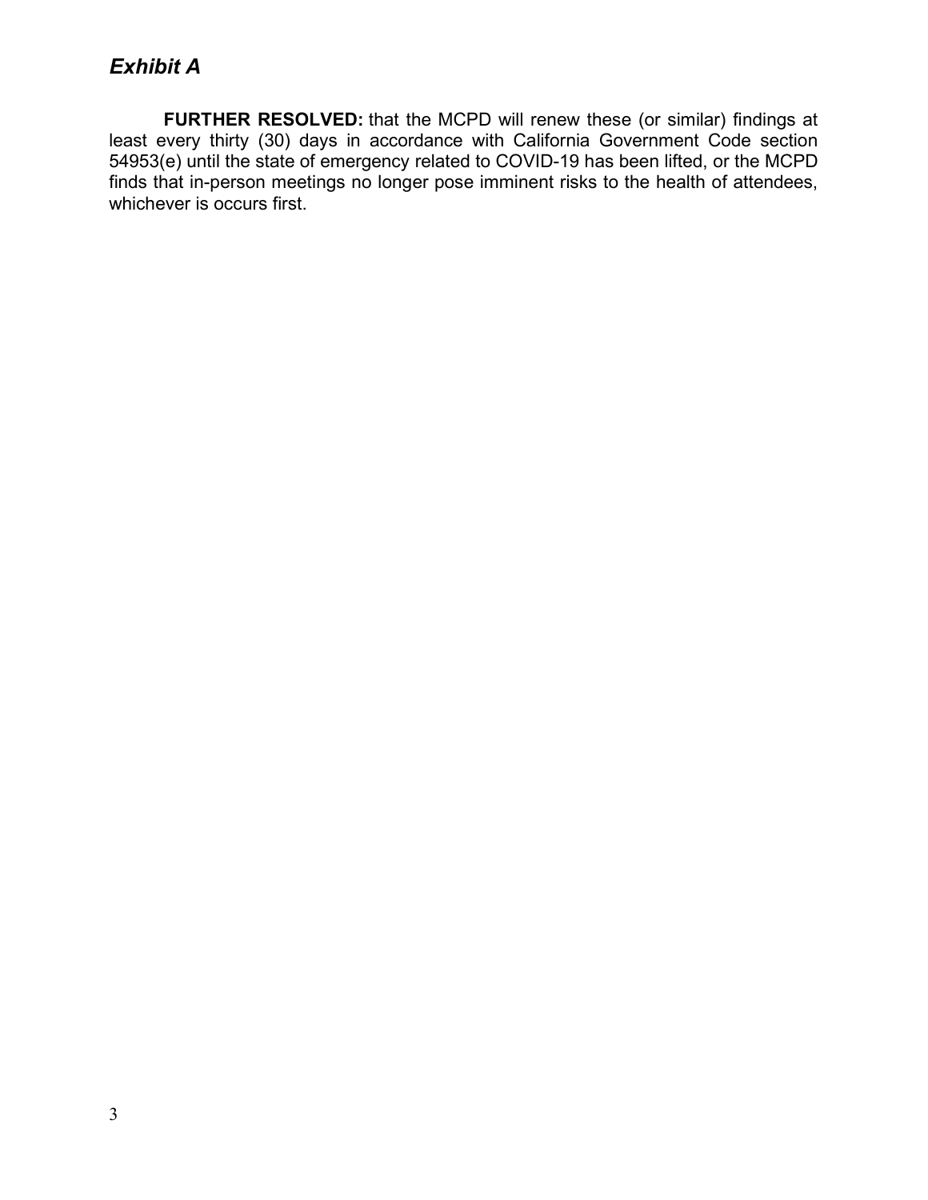## *Exhibit A*

**FURTHER RESOLVED:** that the MCPD will renew these (or similar) findings at least every thirty (30) days in accordance with California Government Code section 54953(e) until the state of emergency related to COVID-19 has been lifted, or the MCPD finds that in-person meetings no longer pose imminent risks to the health of attendees, whichever is occurs first.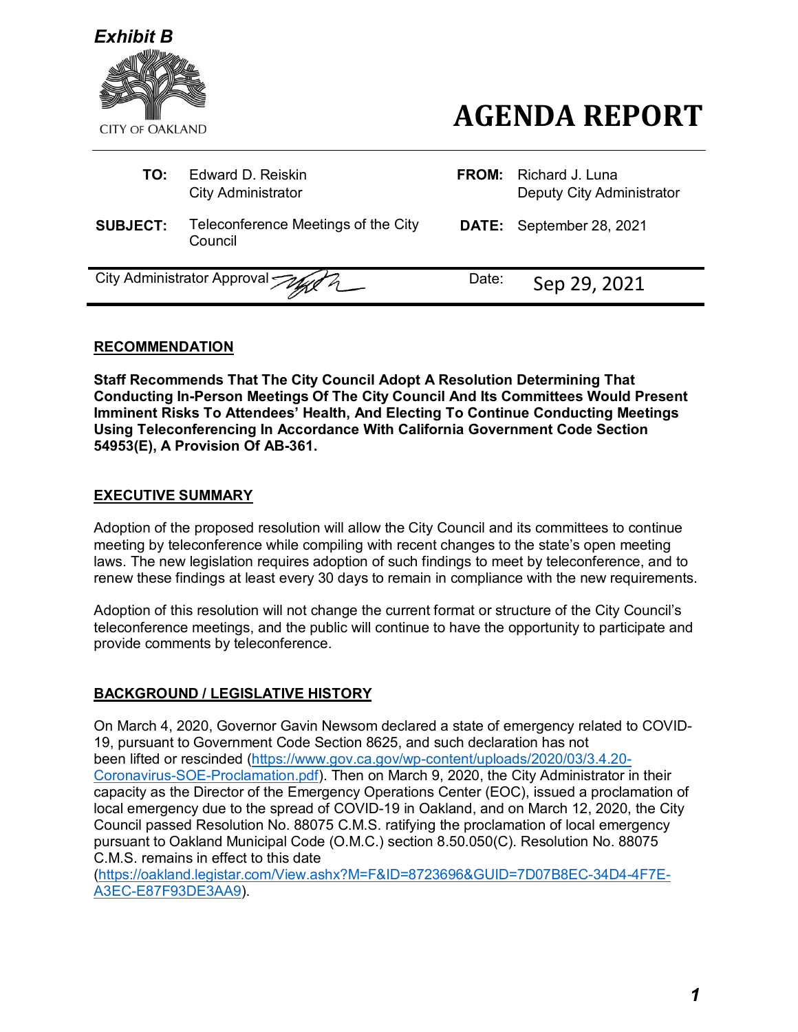*Exhibit B*

CITY OF OAKLAND

# AGENDA REPORT

| | | | |
|---|---|---|---|
| **TO:** | Edward D. Reiskin<br>City Administrator | **FROM:** | Richard J. Luna<br>Deputy City Administrator |
| **SUBJECT:** | Teleconference Meetings of the City Council | **DATE:** | September 28, 2021 |

| | | |
|---|---|---|
| City Administrator Approval | Date: | Sep 29, 2021 |

## RECOMMENDATION

**Staff Recommends That The City Council Adopt A Resolution Determining That Conducting In-Person Meetings Of The City Council And Its Committees Would Present Imminent Risks To Attendees' Health, And Electing To Continue Conducting Meetings Using Teleconferencing In Accordance With California Government Code Section 54953(E), A Provision Of AB-361.**

## EXECUTIVE SUMMARY

Adoption of the proposed resolution will allow the City Council and its committees to continue meeting by teleconference while compiling with recent changes to the state's open meeting laws. The new legislation requires adoption of such findings to meet by teleconference, and to renew these findings at least every 30 days to remain in compliance with the new requirements.

Adoption of this resolution will not change the current format or structure of the City Council's teleconference meetings, and the public will continue to have the opportunity to participate and provide comments by teleconference.

## BACKGROUND / LEGISLATIVE HISTORY

On March 4, 2020, Governor Gavin Newsom declared a state of emergency related to COVID-19, pursuant to Government Code Section 8625, and such declaration has not been lifted or rescinded (https://www.gov.ca.gov/wp-content/uploads/2020/03/3.4.20-Coronavirus-SOE-Proclamation.pdf). Then on March 9, 2020, the City Administrator in their capacity as the Director of the Emergency Operations Center (EOC), issued a proclamation of local emergency due to the spread of COVID-19 in Oakland, and on March 12, 2020, the City Council passed Resolution No. 88075 C.M.S. ratifying the proclamation of local emergency pursuant to Oakland Municipal Code (O.M.C.) section 8.50.050(C). Resolution No. 88075 C.M.S. remains in effect to this date (https://oakland.legistar.com/View.ashx?M=F&ID=8723696&GUID=7D07B8EC-34D4-4F7E-A3EC-E87F93DE3AA9).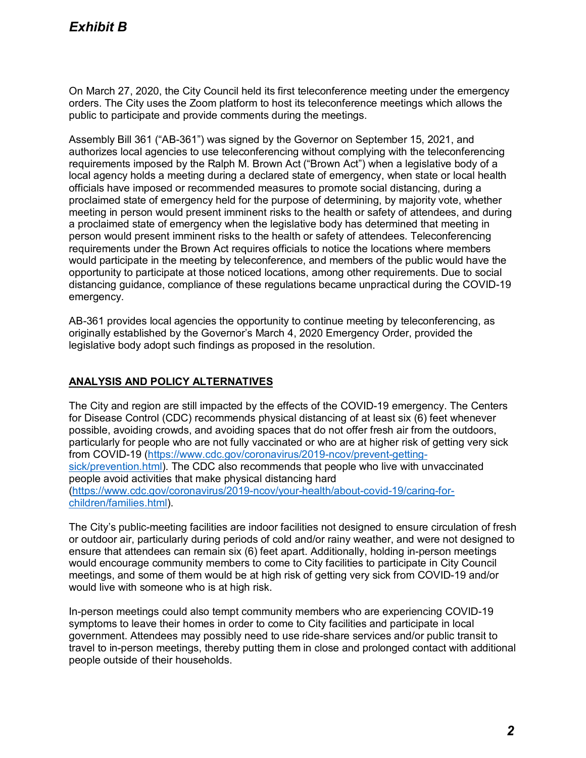*Exhibit B*

On March 27, 2020, the City Council held its first teleconference meeting under the emergency orders. The City uses the Zoom platform to host its teleconference meetings which allows the public to participate and provide comments during the meetings.

Assembly Bill 361 ("AB-361") was signed by the Governor on September 15, 2021, and authorizes local agencies to use teleconferencing without complying with the teleconferencing requirements imposed by the Ralph M. Brown Act ("Brown Act") when a legislative body of a local agency holds a meeting during a declared state of emergency, when state or local health officials have imposed or recommended measures to promote social distancing, during a proclaimed state of emergency held for the purpose of determining, by majority vote, whether meeting in person would present imminent risks to the health or safety of attendees, and during a proclaimed state of emergency when the legislative body has determined that meeting in person would present imminent risks to the health or safety of attendees. Teleconferencing requirements under the Brown Act requires officials to notice the locations where members would participate in the meeting by teleconference, and members of the public would have the opportunity to participate at those noticed locations, among other requirements. Due to social distancing guidance, compliance of these regulations became unpractical during the COVID-19 emergency.

AB-361 provides local agencies the opportunity to continue meeting by teleconferencing, as originally established by the Governor's March 4, 2020 Emergency Order, provided the legislative body adopt such findings as proposed in the resolution.

**ANALYSIS AND POLICY ALTERNATIVES**

The City and region are still impacted by the effects of the COVID-19 emergency. The Centers for Disease Control (CDC) recommends physical distancing of at least six (6) feet whenever possible, avoiding crowds, and avoiding spaces that do not offer fresh air from the outdoors, particularly for people who are not fully vaccinated or who are at higher risk of getting very sick from COVID-19 (https://www.cdc.gov/coronavirus/2019-ncov/prevent-getting-sick/prevention.html). The CDC also recommends that people who live with unvaccinated people avoid activities that make physical distancing hard (https://www.cdc.gov/coronavirus/2019-ncov/your-health/about-covid-19/caring-for-children/families.html).

The City's public-meeting facilities are indoor facilities not designed to ensure circulation of fresh or outdoor air, particularly during periods of cold and/or rainy weather, and were not designed to ensure that attendees can remain six (6) feet apart. Additionally, holding in-person meetings would encourage community members to come to City facilities to participate in City Council meetings, and some of them would be at high risk of getting very sick from COVID-19 and/or would live with someone who is at high risk.

In-person meetings could also tempt community members who are experiencing COVID-19 symptoms to leave their homes in order to come to City facilities and participate in local government. Attendees may possibly need to use ride-share services and/or public transit to travel to in-person meetings, thereby putting them in close and prolonged contact with additional people outside of their households.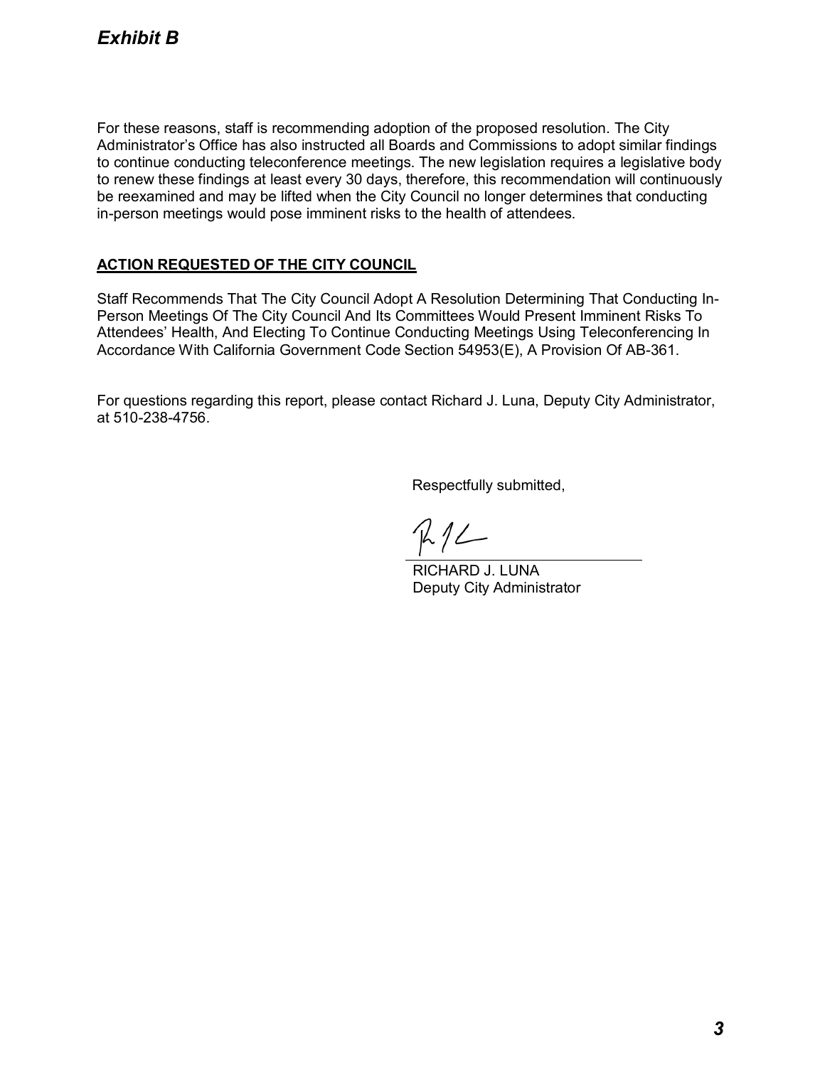*Exhibit B*

For these reasons, staff is recommending adoption of the proposed resolution. The City Administrator's Office has also instructed all Boards and Commissions to adopt similar findings to continue conducting teleconference meetings. The new legislation requires a legislative body to renew these findings at least every 30 days, therefore, this recommendation will continuously be reexamined and may be lifted when the City Council no longer determines that conducting in-person meetings would pose imminent risks to the health of attendees.

**ACTION REQUESTED OF THE CITY COUNCIL**

Staff Recommends That The City Council Adopt A Resolution Determining That Conducting In-Person Meetings Of The City Council And Its Committees Would Present Imminent Risks To Attendees' Health, And Electing To Continue Conducting Meetings Using Teleconferencing In Accordance With California Government Code Section 54953(E), A Provision Of AB-361.

For questions regarding this report, please contact Richard J. Luna, Deputy City Administrator, at 510-238-4756.

Respectfully submitted,

RICHARD J. LUNA
Deputy City Administrator